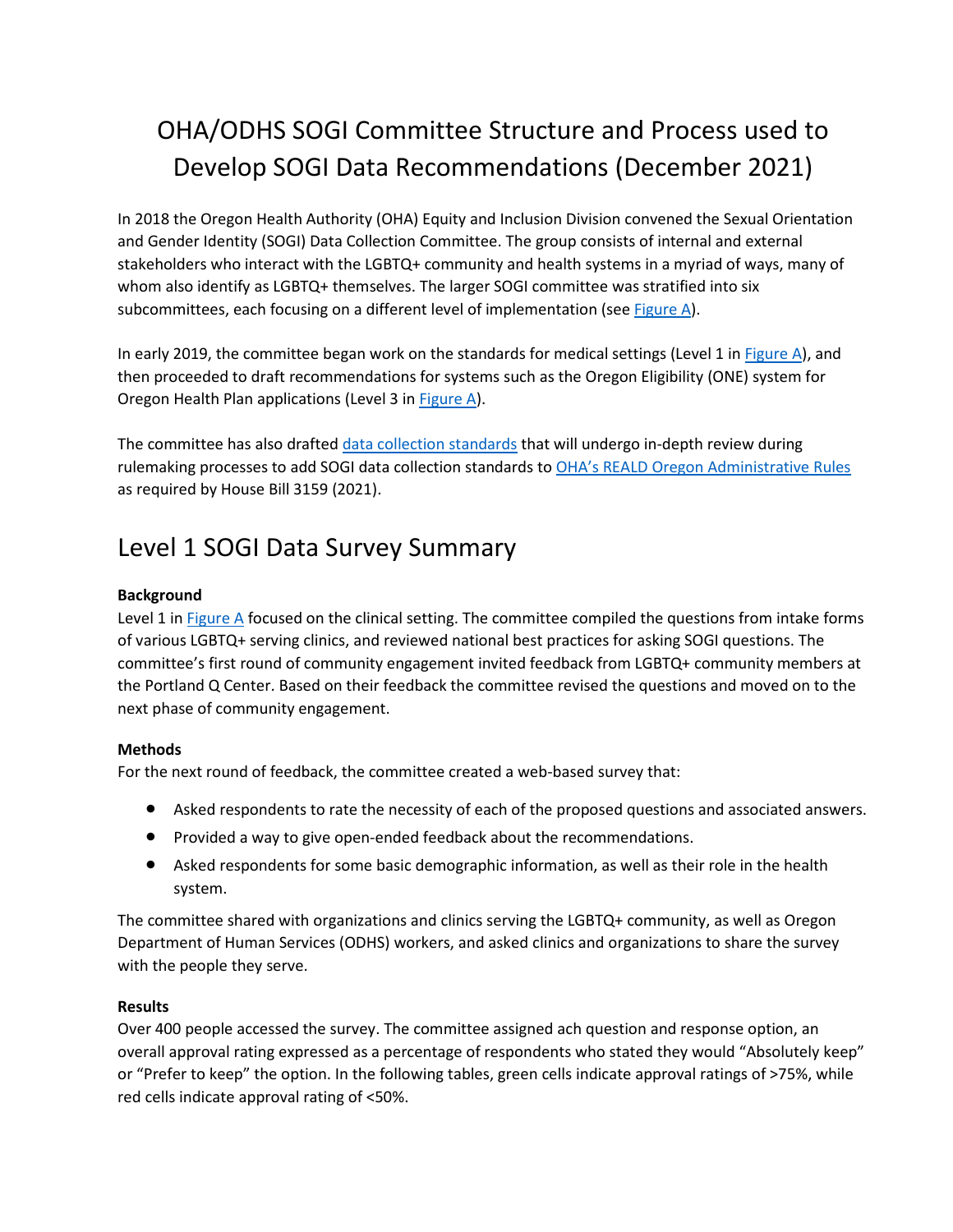# OHA/ODHS SOGI Committee Structure and Process used to Develop SOGI Data Recommendations (December 2021)

In 2018 the Oregon Health Authority (OHA) Equity and Inclusion Division convened the Sexual Orientation and Gender Identity (SOGI) Data Collection Committee. The group consists of internal and external stakeholders who interact with the LGBTQ+ community and health systems in a myriad of ways, many of whom also identify as LGBTQ+ themselves. The larger SOGI committee was stratified into six subcommittees, each focusing on a different level of implementation (see Figure A).

In early 2019, the committee began work on the standards for medical settings (Level 1 in Figure A), and then proceeded to draft recommendations for systems such as the Oregon Eligibility (ONE) system for Oregon Health Plan applications (Level 3 in Figure A).

The committee has also drafted data collection standards that will undergo in-depth review during rulemaking processes to add SOGI data collection standards to OHA's REALD Oregon Administrative Rules as required by House Bill 3159 (2021).

## Level 1 SOGI Data Survey Summary

**Background**

Level 1 in Figure A focused on the clinical setting. The committee compiled the questions from intake forms of various LGBTQ+ serving clinics, and reviewed national best practices for asking SOGI questions. The committee's first round of community engagement invited feedback from LGBTQ+ community members at the Portland Q Center. Based on their feedback the committee revised the questions and moved on to the next phase of community engagement.

**Methods**

For the next round of feedback, the committee created a web-based survey that:

- Asked respondents to rate the necessity of each of the proposed questions and associated answers.
- Provided a way to give open-ended feedback about the recommendations.
- Asked respondents for some basic demographic information, as well as their role in the health system.

The committee shared with organizations and clinics serving the LGBTQ+ community, as well as Oregon Department of Human Services (ODHS) workers, and asked clinics and organizations to share the survey with the people they serve.

**Results**

Over 400 people accessed the survey. The committee assigned ach question and response option, an overall approval rating expressed as a percentage of respondents who stated they would "Absolutely keep" or "Prefer to keep" the option. In the following tables, green cells indicate approval ratings of >75%, while red cells indicate approval rating of <50%.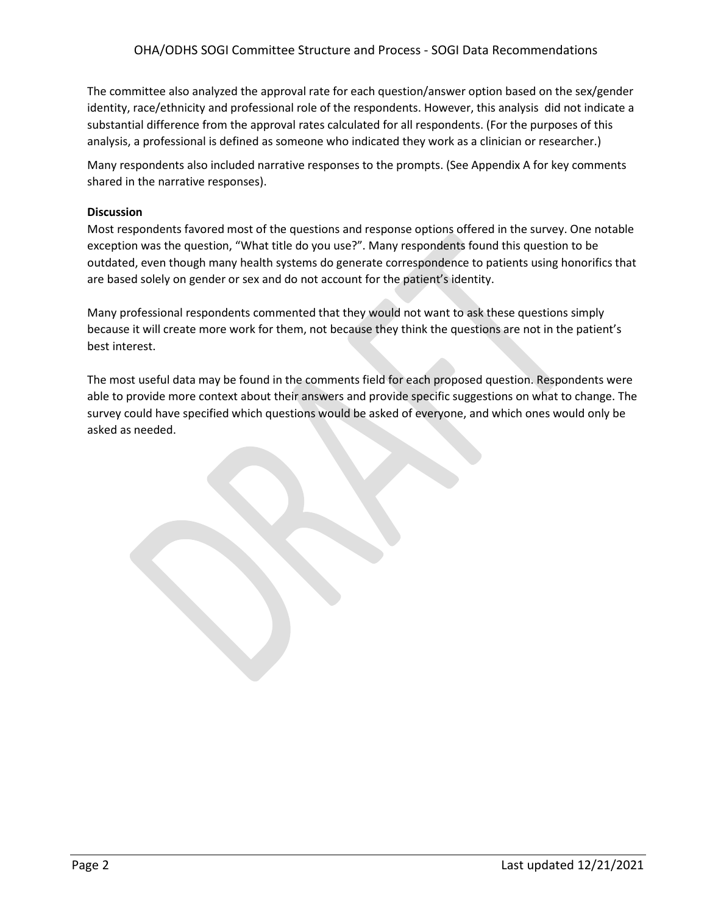The committee also analyzed the approval rate for each question/answer option based on the sex/gender identity, race/ethnicity and professional role of the respondents. However, this analysis did not indicate a substantial difference from the approval rates calculated for all respondents. (For the purposes of this analysis, a professional is defined as someone who indicated they work as a clinician or researcher.)

Many respondents also included narrative responses to the prompts. (See Appendix A for key comments shared in the narrative responses).

**Discussion**

Most respondents favored most of the questions and response options offered in the survey. One notable exception was the question, "What title do you use?". Many respondents found this question to be outdated, even though many health systems do generate correspondence to patients using honorifics that are based solely on gender or sex and do not account for the patient's identity.

Many professional respondents commented that they would not want to ask these questions simply because it will create more work for them, not because they think the questions are not in the patient's best interest.

The most useful data may be found in the comments field for each proposed question. Respondents were able to provide more context about their answers and provide specific suggestions on what to change. The survey could have specified which questions would be asked of everyone, and which ones would only be asked as needed.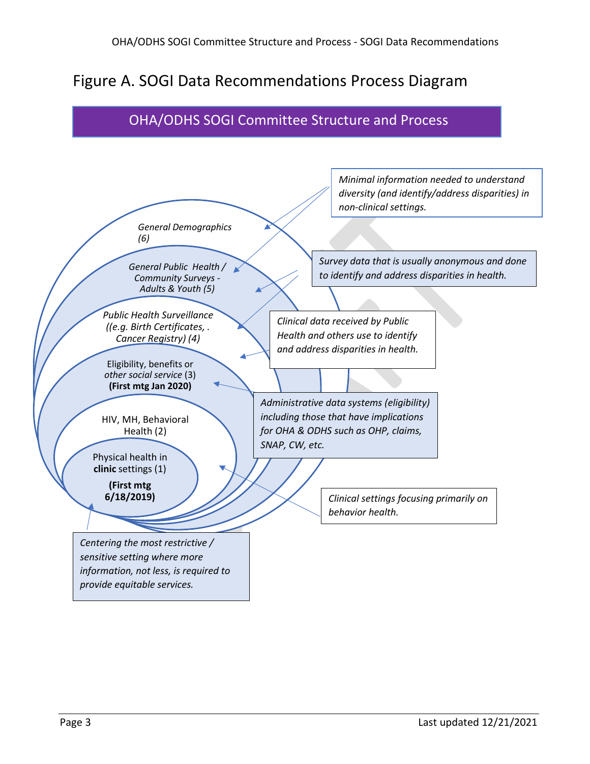# Figure A. SOGI Data Recommendations Process Diagram

**OHA/ODHS SOGI Committee Structure and Process**

*General Demographics (6)*

*General Public Health / Community Surveys - Adults & Youth (5)*

*Public Health Surveillance ((e.g. Birth Certificates, . Cancer Registry) (4)*

Eligibility, benefits or *other social service* (3) **(First mtg Jan 2020)**

HIV, MH, Behavioral Health (2)

Physical health in **clinic** settings (1) **(First mtg 6/18/2019)**

*Minimal information needed to understand diversity (and identify/address disparities) in non-clinical settings.*

*Survey data that is usually anonymous and done to identify and address disparities in health.*

*Clinical data received by Public Health and others use to identify and address disparities in health.*

*Administrative data systems (eligibility) including those that have implications for OHA & ODHS such as OHP, claims, SNAP, CW, etc.*

*Clinical settings focusing primarily on behavior health.*

*Centering the most restrictive / sensitive setting where more information, not less, is required to provide equitable services.*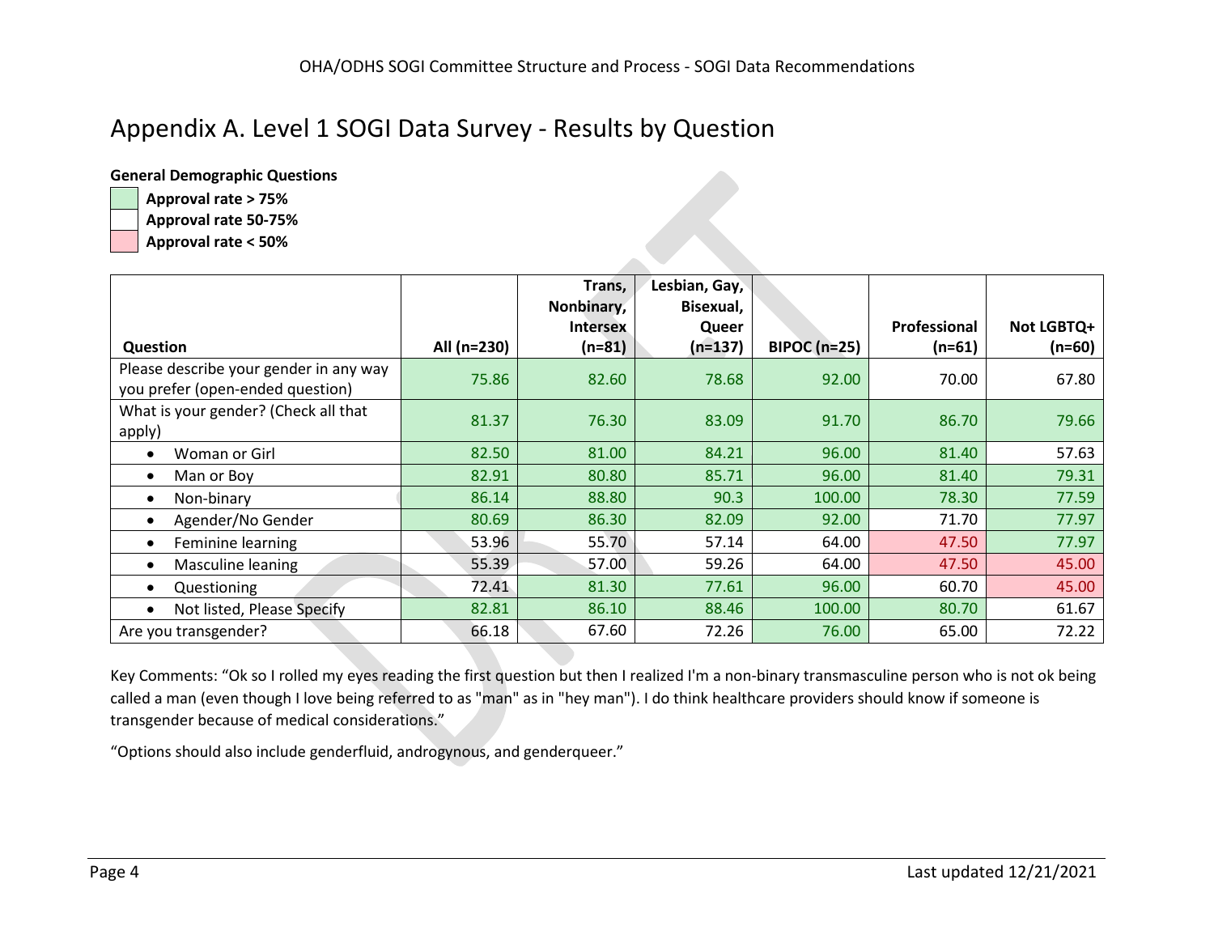# Appendix A. Level 1 SOGI Data Survey - Results by Question

**General Demographic Questions**

- **Approval rate > 75%**
- **Approval rate 50-75%**
- **Approval rate < 50%**

| Question | All (n=230) | Trans, Nonbinary, Intersex (n=81) | Lesbian, Gay, Bisexual, Queer (n=137) | BIPOC (n=25) | Professional (n=61) | Not LGBTQ+ (n=60) |
|---|---|---|---|---|---|---|
| Please describe your gender in any way you prefer (open-ended question) | 75.86 | 82.60 | 78.68 | 92.00 | 70.00 | 67.80 |
| What is your gender? (Check all that apply) | 81.37 | 76.30 | 83.09 | 91.70 | 86.70 | 79.66 |
| • Woman or Girl | 82.50 | 81.00 | 84.21 | 96.00 | 81.40 | 57.63 |
| • Man or Boy | 82.91 | 80.80 | 85.71 | 96.00 | 81.40 | 79.31 |
| • Non-binary | 86.14 | 88.80 | 90.3 | 100.00 | 78.30 | 77.59 |
| • Agender/No Gender | 80.69 | 86.30 | 82.09 | 92.00 | 71.70 | 77.97 |
| • Feminine learning | 53.96 | 55.70 | 57.14 | 64.00 | 47.50 | 77.97 |
| • Masculine leaning | 55.39 | 57.00 | 59.26 | 64.00 | 47.50 | 45.00 |
| • Questioning | 72.41 | 81.30 | 77.61 | 96.00 | 60.70 | 45.00 |
| • Not listed, Please Specify | 82.81 | 86.10 | 88.46 | 100.00 | 80.70 | 61.67 |
| Are you transgender? | 66.18 | 67.60 | 72.26 | 76.00 | 65.00 | 72.22 |

Key Comments: "Ok so I rolled my eyes reading the first question but then I realized I'm a non-binary transmasculine person who is not ok being called a man (even though I love being referred to as "man" as in "hey man"). I do think healthcare providers should know if someone is transgender because of medical considerations."

"Options should also include genderfluid, androgynous, and genderqueer."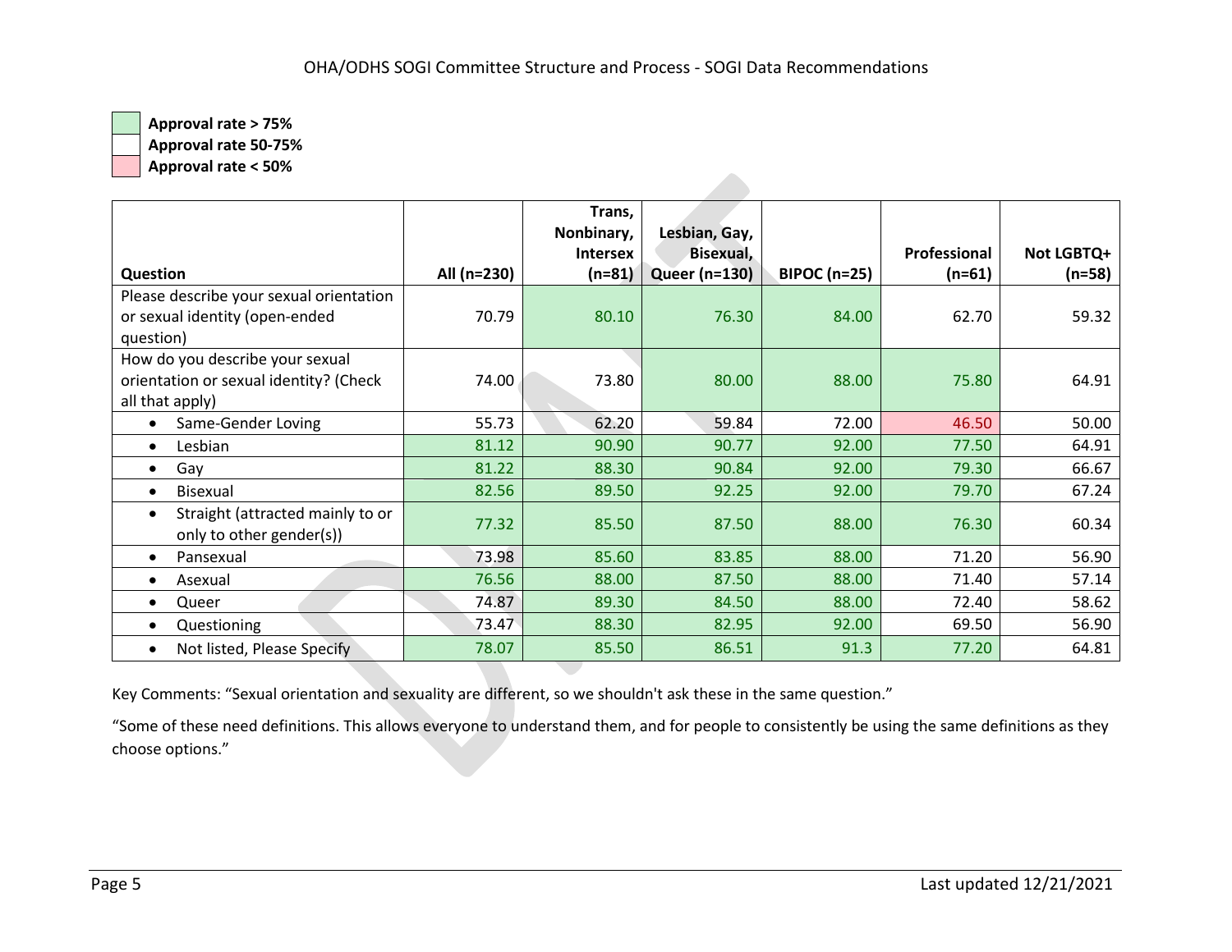Approval rate > 75%
Approval rate 50-75%
Approval rate < 50%

| Question | All (n=230) | Trans, Nonbinary, Intersex (n=81) | Lesbian, Gay, Bisexual, Queer (n=130) | BIPOC (n=25) | Professional (n=61) | Not LGBTQ+ (n=58) |
|---|---|---|---|---|---|---|
| Please describe your sexual orientation or sexual identity (open-ended question) | 70.79 | 80.10 | 76.30 | 84.00 | 62.70 | 59.32 |
| How do you describe your sexual orientation or sexual identity? (Check all that apply) | 74.00 | 73.80 | 80.00 | 88.00 | 75.80 | 64.91 |
| • Same-Gender Loving | 55.73 | 62.20 | 59.84 | 72.00 | 46.50 | 50.00 |
| • Lesbian | 81.12 | 90.90 | 90.77 | 92.00 | 77.50 | 64.91 |
| • Gay | 81.22 | 88.30 | 90.84 | 92.00 | 79.30 | 66.67 |
| • Bisexual | 82.56 | 89.50 | 92.25 | 92.00 | 79.70 | 67.24 |
| • Straight (attracted mainly to or only to other gender(s)) | 77.32 | 85.50 | 87.50 | 88.00 | 76.30 | 60.34 |
| • Pansexual | 73.98 | 85.60 | 83.85 | 88.00 | 71.20 | 56.90 |
| • Asexual | 76.56 | 88.00 | 87.50 | 88.00 | 71.40 | 57.14 |
| • Queer | 74.87 | 89.30 | 84.50 | 88.00 | 72.40 | 58.62 |
| • Questioning | 73.47 | 88.30 | 82.95 | 92.00 | 69.50 | 56.90 |
| • Not listed, Please Specify | 78.07 | 85.50 | 86.51 | 91.3 | 77.20 | 64.81 |

Key Comments: "Sexual orientation and sexuality are different, so we shouldn't ask these in the same question."

"Some of these need definitions. This allows everyone to understand them, and for people to consistently be using the same definitions as they choose options."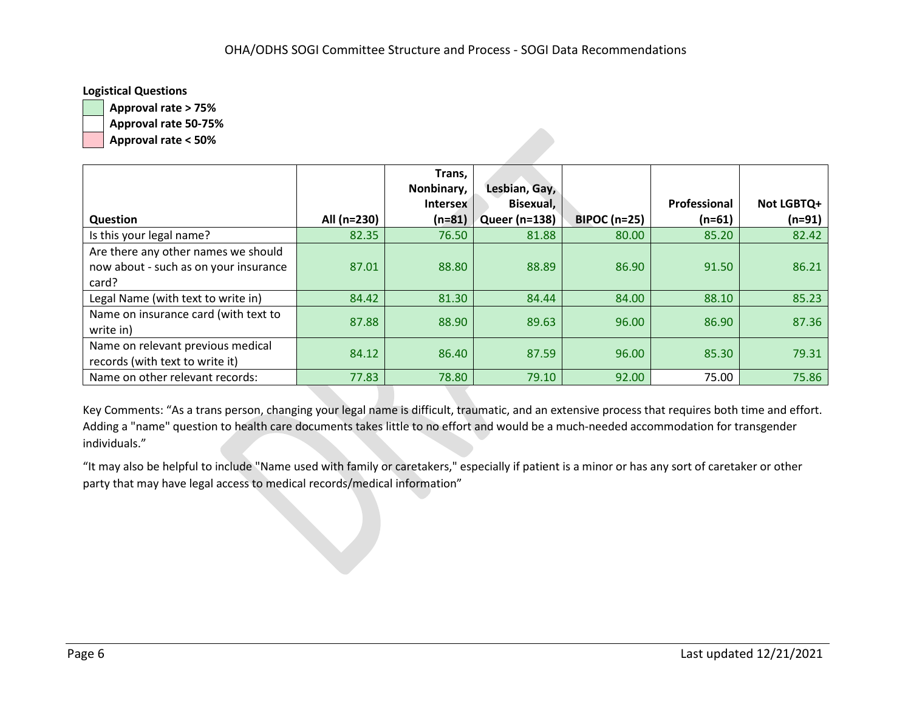**Logistical Questions**

- Approval rate > 75%
- Approval rate 50-75%
- Approval rate < 50%

| Question | All (n=230) | Trans, Nonbinary, Intersex (n=81) | Lesbian, Gay, Bisexual, Queer (n=138) | BIPOC (n=25) | Professional (n=61) | Not LGBTQ+ (n=91) |
|---|---|---|---|---|---|---|
| Is this your legal name? | 82.35 | 76.50 | 81.88 | 80.00 | 85.20 | 82.42 |
| Are there any other names we should now about - such as on your insurance card? | 87.01 | 88.80 | 88.89 | 86.90 | 91.50 | 86.21 |
| Legal Name (with text to write in) | 84.42 | 81.30 | 84.44 | 84.00 | 88.10 | 85.23 |
| Name on insurance card (with text to write in) | 87.88 | 88.90 | 89.63 | 96.00 | 86.90 | 87.36 |
| Name on relevant previous medical records (with text to write it) | 84.12 | 86.40 | 87.59 | 96.00 | 85.30 | 79.31 |
| Name on other relevant records: | 77.83 | 78.80 | 79.10 | 92.00 | 75.00 | 75.86 |

Key Comments: "As a trans person, changing your legal name is difficult, traumatic, and an extensive process that requires both time and effort. Adding a "name" question to health care documents takes little to no effort and would be a much-needed accommodation for transgender individuals."

"It may also be helpful to include "Name used with family or caretakers," especially if patient is a minor or has any sort of caretaker or other party that may have legal access to medical records/medical information"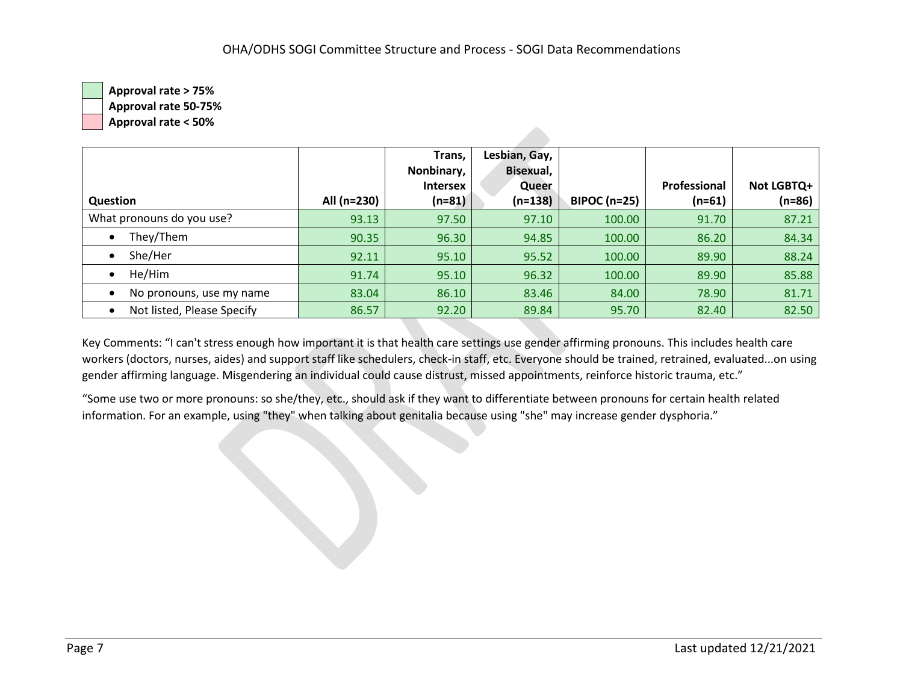Approval rate > 75%
Approval rate 50-75%
Approval rate < 50%

| Question | All (n=230) | Trans, Nonbinary, Intersex (n=81) | Lesbian, Gay, Bisexual, Queer (n=138) | BIPOC (n=25) | Professional (n=61) | Not LGBTQ+ (n=86) |
|---|---|---|---|---|---|---|
| What pronouns do you use? | 93.13 | 97.50 | 97.10 | 100.00 | 91.70 | 87.21 |
| • They/Them | 90.35 | 96.30 | 94.85 | 100.00 | 86.20 | 84.34 |
| • She/Her | 92.11 | 95.10 | 95.52 | 100.00 | 89.90 | 88.24 |
| • He/Him | 91.74 | 95.10 | 96.32 | 100.00 | 89.90 | 85.88 |
| • No pronouns, use my name | 83.04 | 86.10 | 83.46 | 84.00 | 78.90 | 81.71 |
| • Not listed, Please Specify | 86.57 | 92.20 | 89.84 | 95.70 | 82.40 | 82.50 |

Key Comments: "I can't stress enough how important it is that health care settings use gender affirming pronouns. This includes health care workers (doctors, nurses, aides) and support staff like schedulers, check-in staff, etc. Everyone should be trained, retrained, evaluated...on using gender affirming language. Misgendering an individual could cause distrust, missed appointments, reinforce historic trauma, etc."

"Some use two or more pronouns: so she/they, etc., should ask if they want to differentiate between pronouns for certain health related information. For an example, using "they" when talking about genitalia because using "she" may increase gender dysphoria."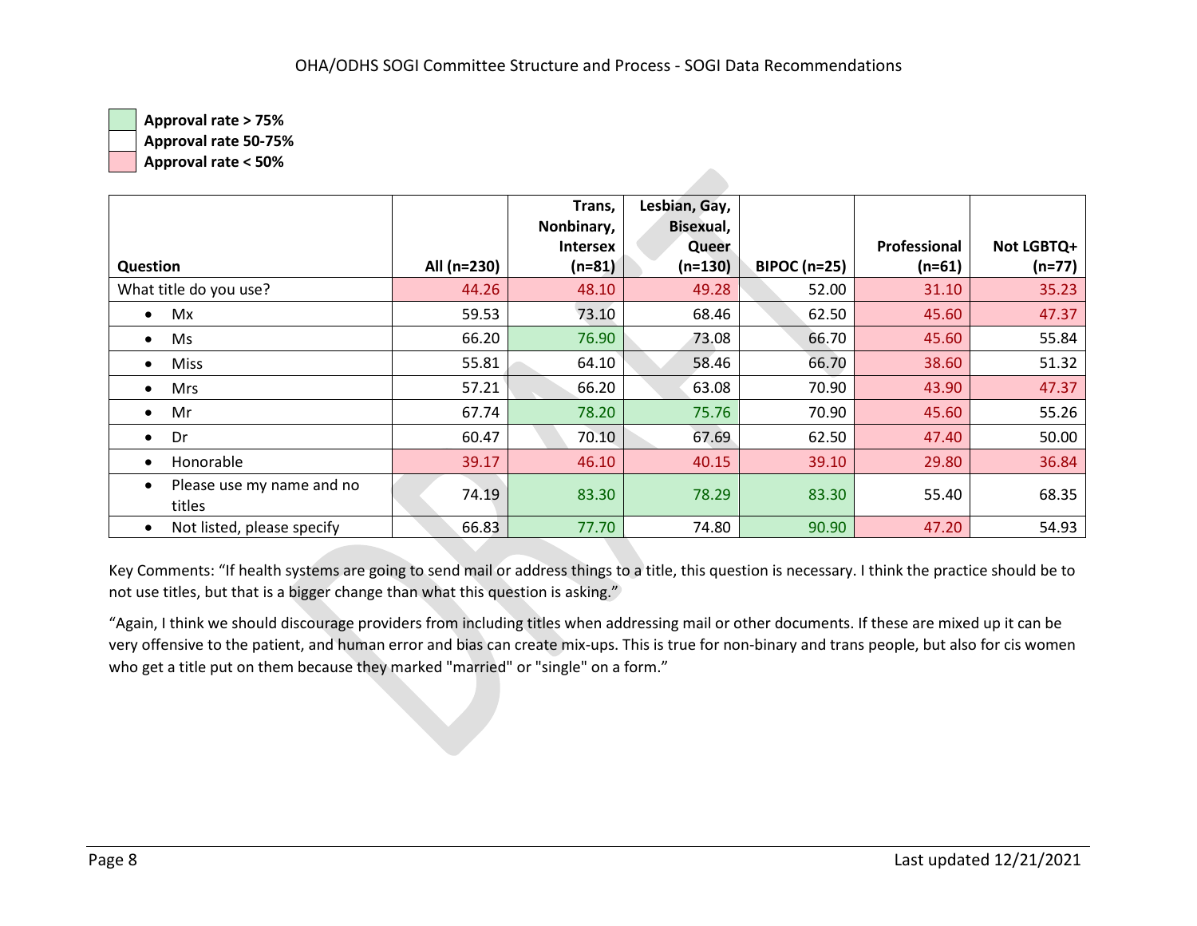Approval rate > 75%
Approval rate 50-75%
Approval rate < 50%

| Question | All (n=230) | Trans, Nonbinary, Intersex (n=81) | Lesbian, Gay, Bisexual, Queer (n=130) | BIPOC (n=25) | Professional (n=61) | Not LGBTQ+ (n=77) |
|---|---|---|---|---|---|---|
| What title do you use? | 44.26 | 48.10 | 49.28 | 52.00 | 31.10 | 35.23 |
| • Mx | 59.53 | 73.10 | 68.46 | 62.50 | 45.60 | 47.37 |
| • Ms | 66.20 | 76.90 | 73.08 | 66.70 | 45.60 | 55.84 |
| • Miss | 55.81 | 64.10 | 58.46 | 66.70 | 38.60 | 51.32 |
| • Mrs | 57.21 | 66.20 | 63.08 | 70.90 | 43.90 | 47.37 |
| • Mr | 67.74 | 78.20 | 75.76 | 70.90 | 45.60 | 55.26 |
| • Dr | 60.47 | 70.10 | 67.69 | 62.50 | 47.40 | 50.00 |
| • Honorable | 39.17 | 46.10 | 40.15 | 39.10 | 29.80 | 36.84 |
| • Please use my name and no titles | 74.19 | 83.30 | 78.29 | 83.30 | 55.40 | 68.35 |
| • Not listed, please specify | 66.83 | 77.70 | 74.80 | 90.90 | 47.20 | 54.93 |

Key Comments: "If health systems are going to send mail or address things to a title, this question is necessary. I think the practice should be to not use titles, but that is a bigger change than what this question is asking."

"Again, I think we should discourage providers from including titles when addressing mail or other documents. If these are mixed up it can be very offensive to the patient, and human error and bias can create mix-ups. This is true for non-binary and trans people, but also for cis women who get a title put on them because they marked "married" or "single" on a form."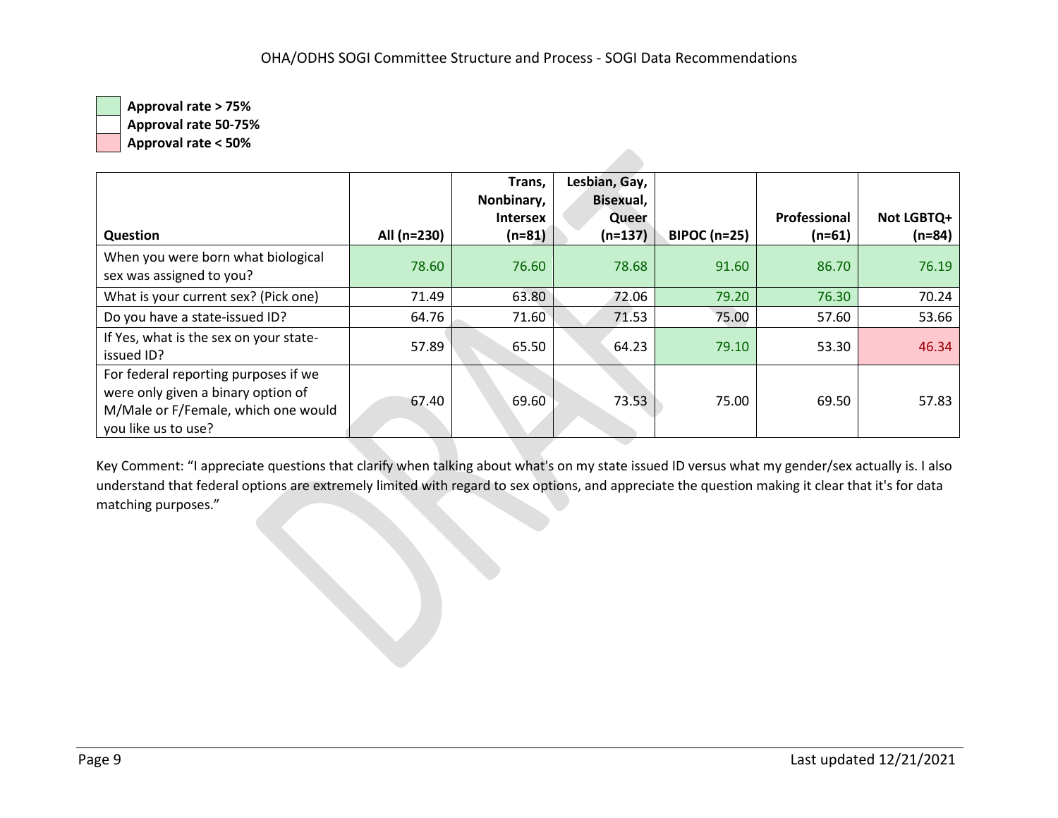Approval rate > 75%
Approval rate 50-75%
Approval rate < 50%

| Question | All (n=230) | Trans, Nonbinary, Intersex (n=81) | Lesbian, Gay, Bisexual, Queer (n=137) | BIPOC (n=25) | Professional (n=61) | Not LGBTQ+ (n=84) |
|---|---|---|---|---|---|---|
| When you were born what biological sex was assigned to you? | 78.60 | 76.60 | 78.68 | 91.60 | 86.70 | 76.19 |
| What is your current sex? (Pick one) | 71.49 | 63.80 | 72.06 | 79.20 | 76.30 | 70.24 |
| Do you have a state-issued ID? | 64.76 | 71.60 | 71.53 | 75.00 | 57.60 | 53.66 |
| If Yes, what is the sex on your state-issued ID? | 57.89 | 65.50 | 64.23 | 79.10 | 53.30 | 46.34 |
| For federal reporting purposes if we were only given a binary option of M/Male or F/Female, which one would you like us to use? | 67.40 | 69.60 | 73.53 | 75.00 | 69.50 | 57.83 |

Key Comment: "I appreciate questions that clarify when talking about what's on my state issued ID versus what my gender/sex actually is. I also understand that federal options are extremely limited with regard to sex options, and appreciate the question making it clear that it's for data matching purposes."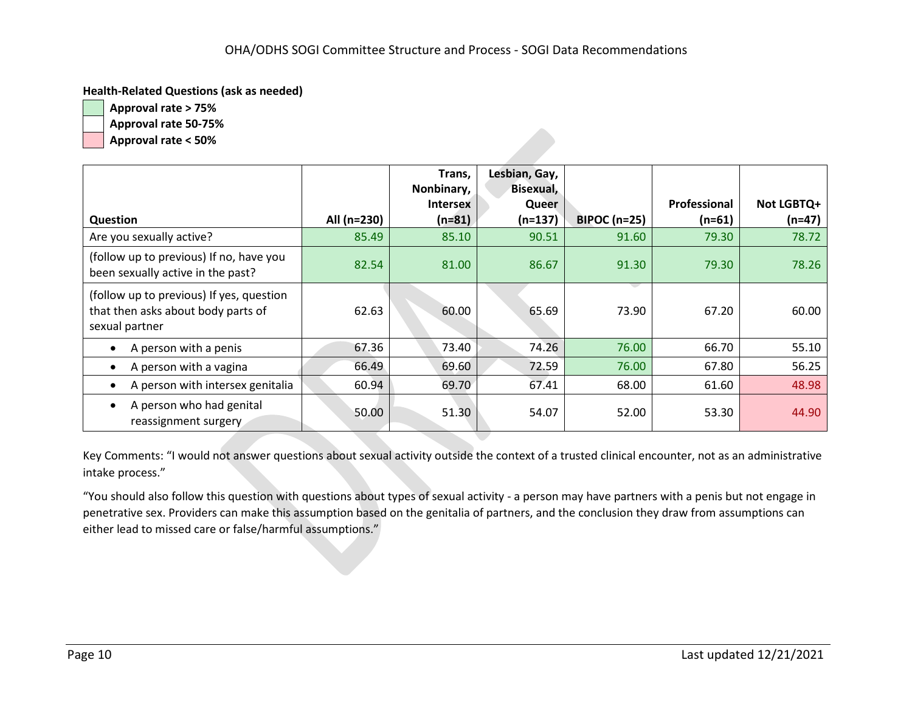**Health-Related Questions (ask as needed)**

- **Approval rate > 75%**
- **Approval rate 50-75%**
- **Approval rate < 50%**

| Question | All (n=230) | Trans, Nonbinary, Intersex (n=81) | Lesbian, Gay, Bisexual, Queer (n=137) | BIPOC (n=25) | Professional (n=61) | Not LGBTQ+ (n=47) |
|---|---|---|---|---|---|---|
| Are you sexually active? | 85.49 | 85.10 | 90.51 | 91.60 | 79.30 | 78.72 |
| (follow up to previous) If no, have you been sexually active in the past? | 82.54 | 81.00 | 86.67 | 91.30 | 79.30 | 78.26 |
| (follow up to previous) If yes, question that then asks about body parts of sexual partner | 62.63 | 60.00 | 65.69 | 73.90 | 67.20 | 60.00 |
| • A person with a penis | 67.36 | 73.40 | 74.26 | 76.00 | 66.70 | 55.10 |
| • A person with a vagina | 66.49 | 69.60 | 72.59 | 76.00 | 67.80 | 56.25 |
| • A person with intersex genitalia | 60.94 | 69.70 | 67.41 | 68.00 | 61.60 | 48.98 |
| • A person who had genital reassignment surgery | 50.00 | 51.30 | 54.07 | 52.00 | 53.30 | 44.90 |

Key Comments: "I would not answer questions about sexual activity outside the context of a trusted clinical encounter, not as an administrative intake process."

"You should also follow this question with questions about types of sexual activity - a person may have partners with a penis but not engage in penetrative sex. Providers can make this assumption based on the genitalia of partners, and the conclusion they draw from assumptions can either lead to missed care or false/harmful assumptions."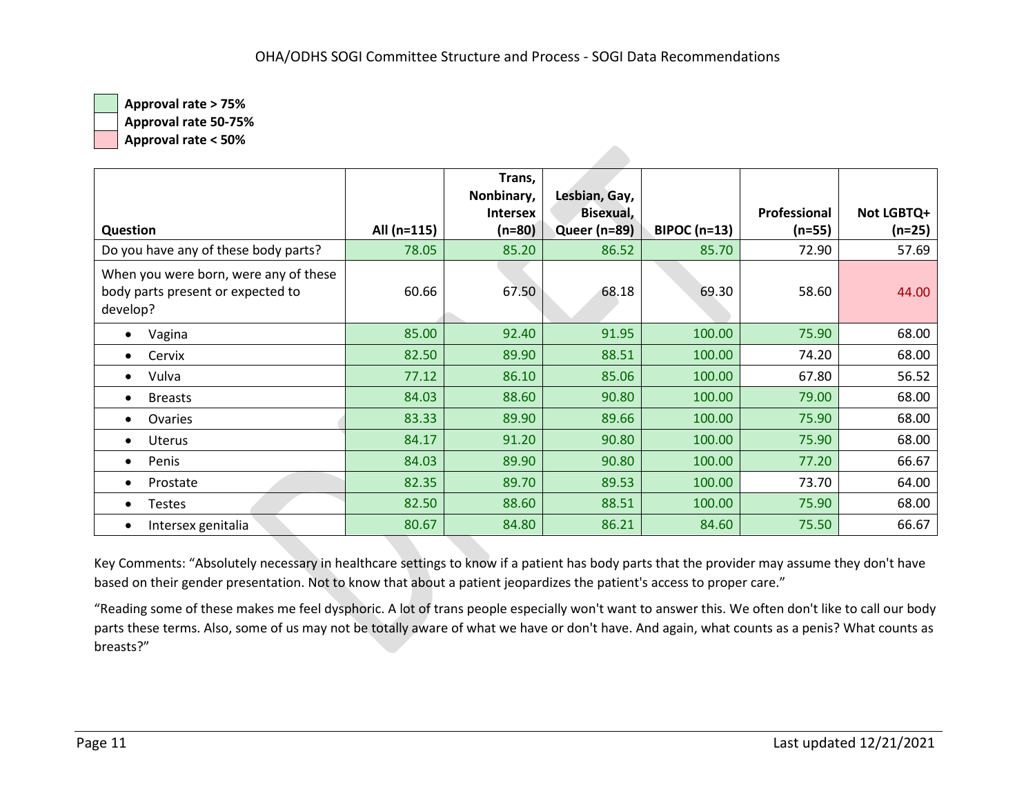Approval rate > 75%

Approval rate 50-75%

Approval rate < 50%

| Question | All (n=115) | Trans, Nonbinary, Intersex (n=80) | Lesbian, Gay, Bisexual, Queer (n=89) | BIPOC (n=13) | Professional (n=55) | Not LGBTQ+ (n=25) |
|---|---|---|---|---|---|---|
| Do you have any of these body parts? | 78.05 | 85.20 | 86.52 | 85.70 | 72.90 | 57.69 |
| When you were born, were any of these body parts present or expected to develop? | 60.66 | 67.50 | 68.18 | 69.30 | 58.60 | 44.00 |
| • Vagina | 85.00 | 92.40 | 91.95 | 100.00 | 75.90 | 68.00 |
| • Cervix | 82.50 | 89.90 | 88.51 | 100.00 | 74.20 | 68.00 |
| • Vulva | 77.12 | 86.10 | 85.06 | 100.00 | 67.80 | 56.52 |
| • Breasts | 84.03 | 88.60 | 90.80 | 100.00 | 79.00 | 68.00 |
| • Ovaries | 83.33 | 89.90 | 89.66 | 100.00 | 75.90 | 68.00 |
| • Uterus | 84.17 | 91.20 | 90.80 | 100.00 | 75.90 | 68.00 |
| • Penis | 84.03 | 89.90 | 90.80 | 100.00 | 77.20 | 66.67 |
| • Prostate | 82.35 | 89.70 | 89.53 | 100.00 | 73.70 | 64.00 |
| • Testes | 82.50 | 88.60 | 88.51 | 100.00 | 75.90 | 68.00 |
| • Intersex genitalia | 80.67 | 84.80 | 86.21 | 84.60 | 75.50 | 66.67 |

Key Comments: "Absolutely necessary in healthcare settings to know if a patient has body parts that the provider may assume they don't have based on their gender presentation. Not to know that about a patient jeopardizes the patient's access to proper care."

"Reading some of these makes me feel dysphoric. A lot of trans people especially won't want to answer this. We often don't like to call our body parts these terms. Also, some of us may not be totally aware of what we have or don't have. And again, what counts as a penis? What counts as breasts?"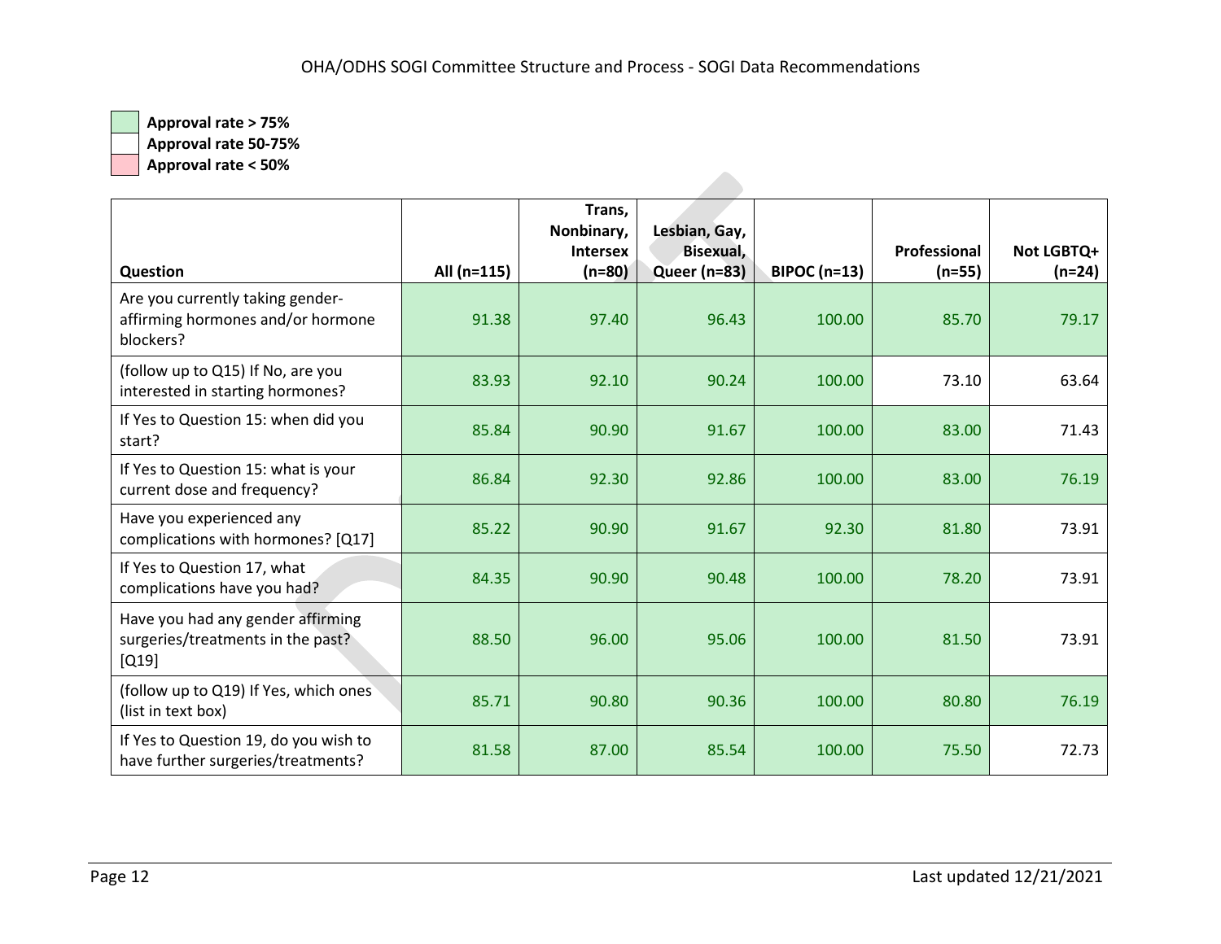Approval rate > 75%

Approval rate 50-75%

Approval rate < 50%

| Question | All (n=115) | Trans, Nonbinary, Intersex (n=80) | Lesbian, Gay, Bisexual, Queer (n=83) | BIPOC (n=13) | Professional (n=55) | Not LGBTQ+ (n=24) |
|---|---|---|---|---|---|---|
| Are you currently taking gender-affirming hormones and/or hormone blockers? | 91.38 | 97.40 | 96.43 | 100.00 | 85.70 | 79.17 |
| (follow up to Q15) If No, are you interested in starting hormones? | 83.93 | 92.10 | 90.24 | 100.00 | 73.10 | 63.64 |
| If Yes to Question 15: when did you start? | 85.84 | 90.90 | 91.67 | 100.00 | 83.00 | 71.43 |
| If Yes to Question 15: what is your current dose and frequency? | 86.84 | 92.30 | 92.86 | 100.00 | 83.00 | 76.19 |
| Have you experienced any complications with hormones? [Q17] | 85.22 | 90.90 | 91.67 | 92.30 | 81.80 | 73.91 |
| If Yes to Question 17, what complications have you had? | 84.35 | 90.90 | 90.48 | 100.00 | 78.20 | 73.91 |
| Have you had any gender affirming surgeries/treatments in the past? [Q19] | 88.50 | 96.00 | 95.06 | 100.00 | 81.50 | 73.91 |
| (follow up to Q19) If Yes, which ones (list in text box) | 85.71 | 90.80 | 90.36 | 100.00 | 80.80 | 76.19 |
| If Yes to Question 19, do you wish to have further surgeries/treatments? | 81.58 | 87.00 | 85.54 | 100.00 | 75.50 | 72.73 |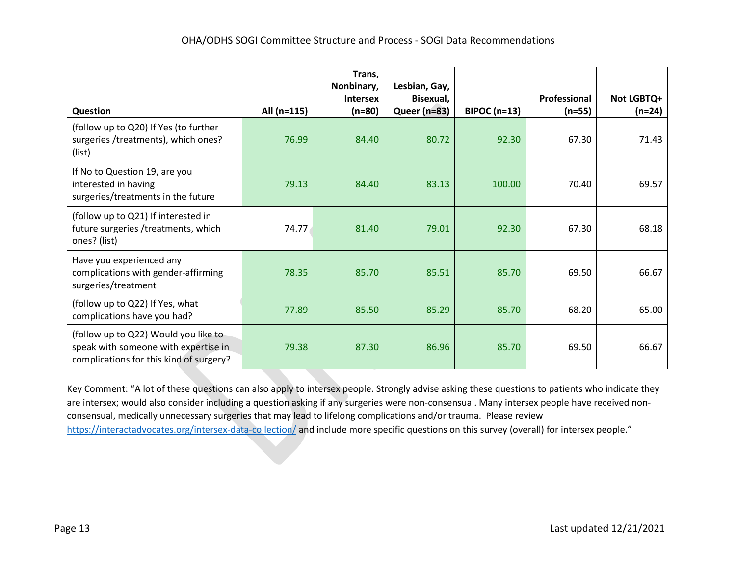| Question | All (n=115) | Trans, Nonbinary, Intersex (n=80) | Lesbian, Gay, Bisexual, Queer (n=83) | BIPOC (n=13) | Professional (n=55) | Not LGBTQ+ (n=24) |
|---|---|---|---|---|---|---|
| (follow up to Q20) If Yes (to further surgeries /treatments), which ones? (list) | 76.99 | 84.40 | 80.72 | 92.30 | 67.30 | 71.43 |
| If No to Question 19, are you interested in having surgeries/treatments in the future | 79.13 | 84.40 | 83.13 | 100.00 | 70.40 | 69.57 |
| (follow up to Q21) If interested in future surgeries /treatments, which ones? (list) | 74.77 | 81.40 | 79.01 | 92.30 | 67.30 | 68.18 |
| Have you experienced any complications with gender-affirming surgeries/treatment | 78.35 | 85.70 | 85.51 | 85.70 | 69.50 | 66.67 |
| (follow up to Q22) If Yes, what complications have you had? | 77.89 | 85.50 | 85.29 | 85.70 | 68.20 | 65.00 |
| (follow up to Q22) Would you like to speak with someone with expertise in complications for this kind of surgery? | 79.38 | 87.30 | 86.96 | 85.70 | 69.50 | 66.67 |

Key Comment: "A lot of these questions can also apply to intersex people. Strongly advise asking these questions to patients who indicate they are intersex; would also consider including a question asking if any surgeries were non-consensual. Many intersex people have received non-consensual, medically unnecessary surgeries that may lead to lifelong complications and/or trauma. Please review https://interactadvocates.org/intersex-data-collection/ and include more specific questions on this survey (overall) for intersex people."